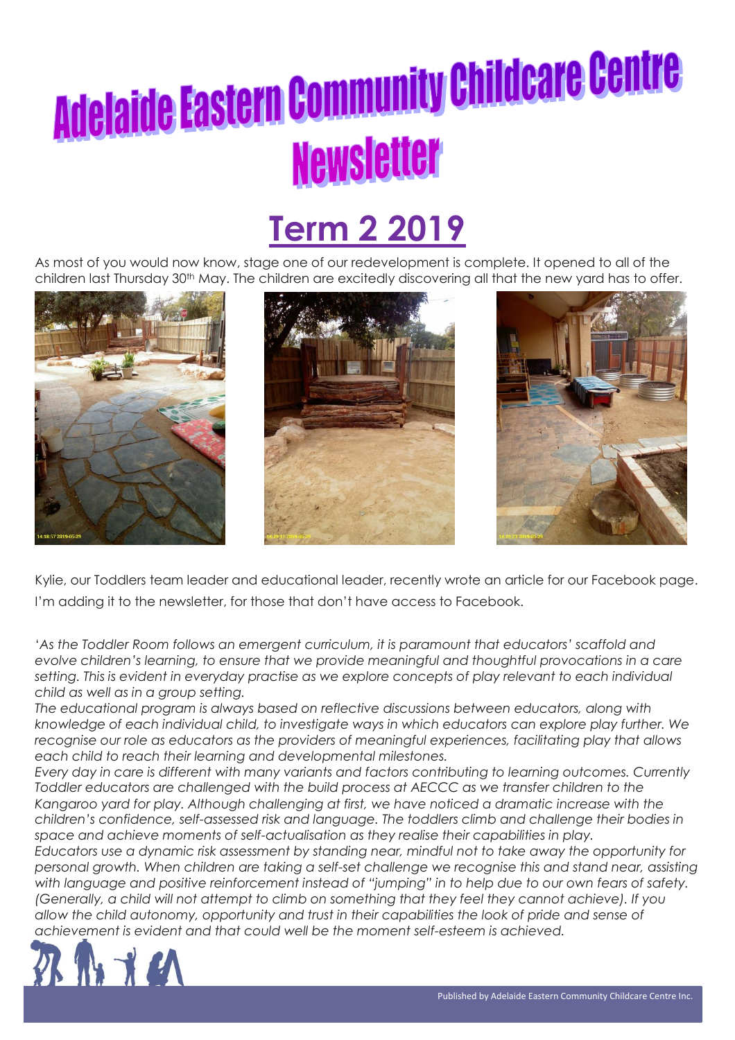# Adelaide Eastern Community Childcare Centre Newsletter

## Term 2 2019

As most of you would now know, stage one of our redevelopment is complete. It opened to all of the children last Thursday 30th May. The children are excitedly discovering all that the new yard has to offer.

Kylie, our Toddlers team leader and educational leader, recently wrote an article for our Facebook page. I'm adding it to the newsletter, for those that don't have access to Facebook.

*'As the Toddler Room follows an emergent curriculum, it is paramount that educators' scaffold and evolve children's learning, to ensure that we provide meaningful and thoughtful provocations in a care setting. This is evident in everyday practise as we explore concepts of play relevant to each individual child as well as in a group setting.*

*The educational program is always based on reflective discussions between educators, along with knowledge of each individual child, to investigate ways in which educators can explore play further. We recognise our role as educators as the providers of meaningful experiences, facilitating play that allows each child to reach their learning and developmental milestones.*

*Every day in care is different with many variants and factors contributing to learning outcomes. Currently Toddler educators are challenged with the build process at AECCC as we transfer children to the Kangaroo yard for play. Although challenging at first, we have noticed a dramatic increase with the children's confidence, self-assessed risk and language. The toddlers climb and challenge their bodies in space and achieve moments of self-actualisation as they realise their capabilities in play.*

*Educators use a dynamic risk assessment by standing near, mindful not to take away the opportunity for personal growth. When children are taking a self-set challenge we recognise this and stand near, assisting with language and positive reinforcement instead of "jumping" in to help due to our own fears of safety. (Generally, a child will not attempt to climb on something that they feel they cannot achieve). If you allow the child autonomy, opportunity and trust in their capabilities the look of pride and sense of achievement is evident and that could well be the moment self-esteem is achieved.*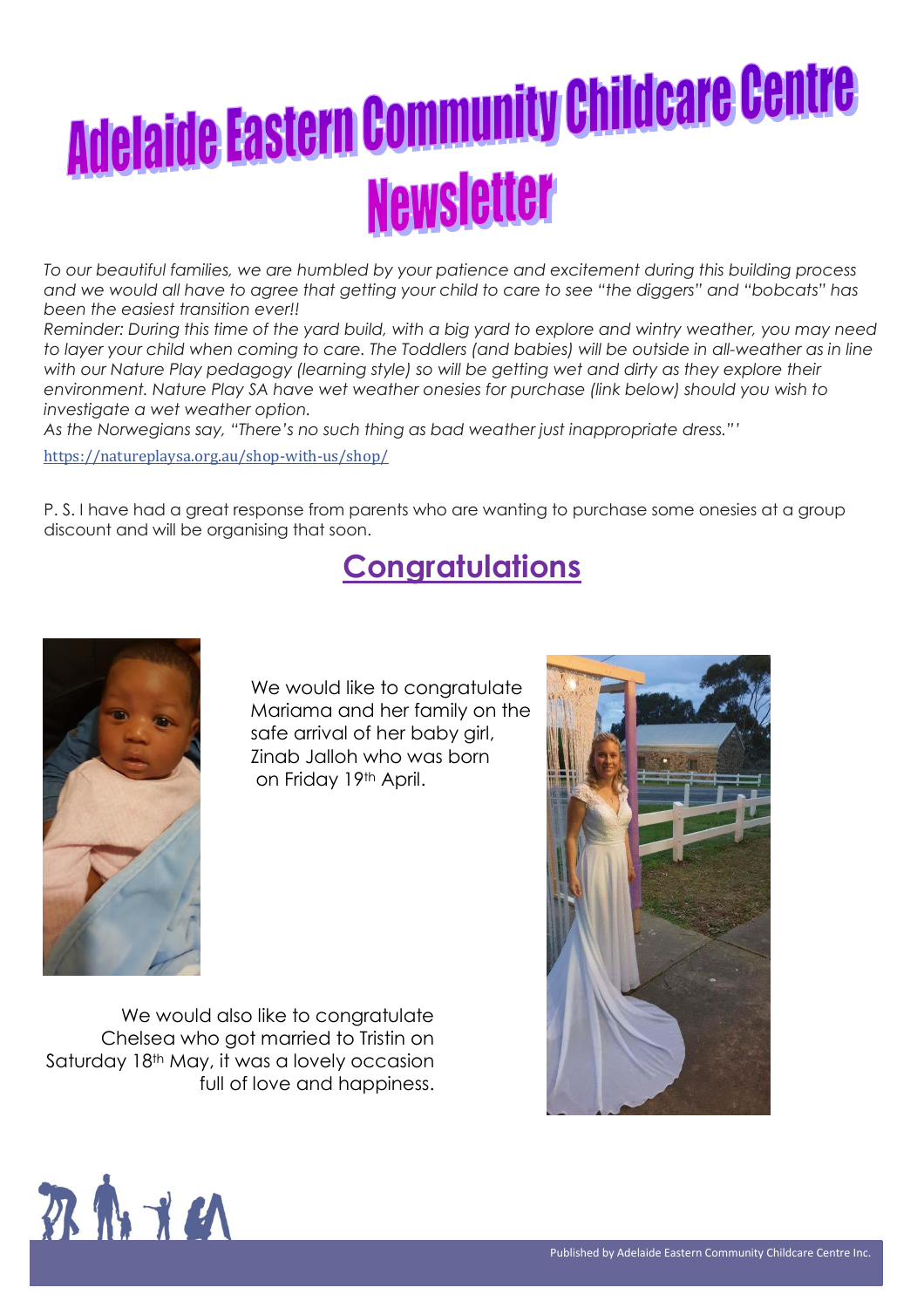# Adelaide Eastern Community Childcare Centre Newsletter

*To our beautiful families, we are humbled by your patience and excitement during this building process and we would all have to agree that getting your child to care to see "the diggers" and "bobcats" has been the easiest transition ever!!*

*Reminder: During this time of the yard build, with a big yard to explore and wintry weather, you may need to layer your child when coming to care. The Toddlers (and babies) will be outside in all-weather as in line with our Nature Play pedagogy (learning style) so will be getting wet and dirty as they explore their environment. Nature Play SA have wet weather onesies for purchase (link below) should you wish to investigate a wet weather option.*

*As the Norwegians say, "There's no such thing as bad weather just inappropriate dress."'*

https://natureplaysa.org.au/shop-with-us/shop/

P. S. I have had a great response from parents who are wanting to purchase some onesies at a group discount and will be organising that soon.

## Congratulations

We would like to congratulate Mariama and her family on the safe arrival of her baby girl, Zinab Jalloh who was born on Friday 19th April.

We would also like to congratulate Chelsea who got married to Tristin on Saturday 18th May, it was a lovely occasion full of love and happiness.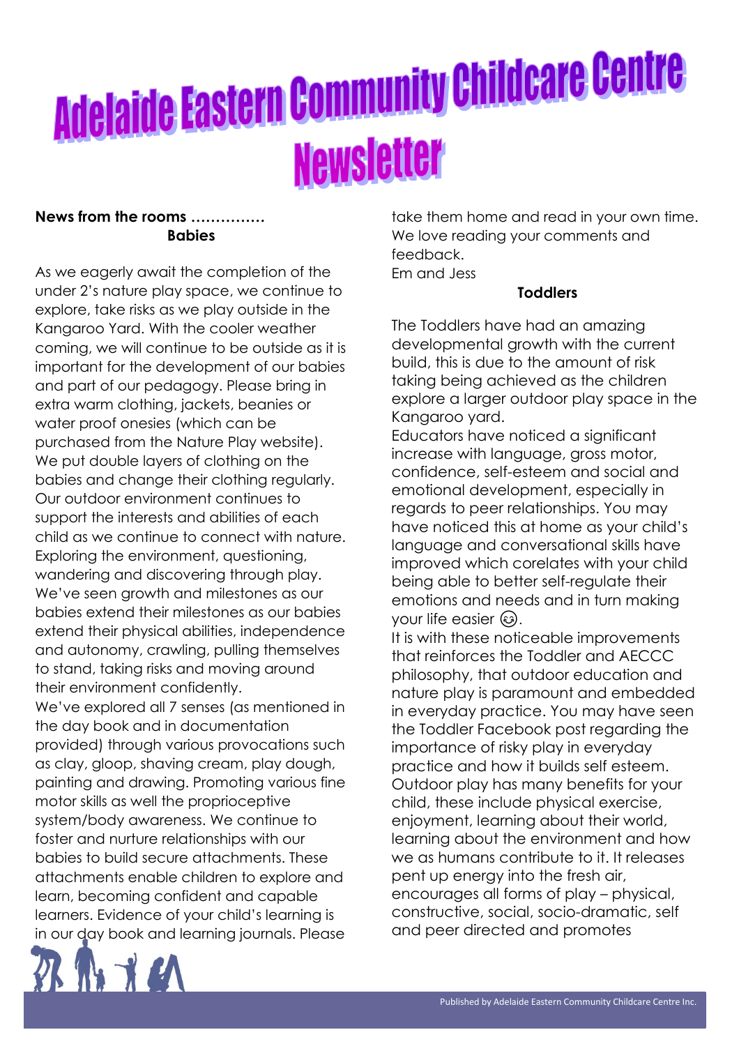# Adelaide Eastern Community Childcare Centre Newsletter

**News from the rooms ……………**

## Babies

As we eagerly await the completion of the under 2's nature play space, we continue to explore, take risks as we play outside in the Kangaroo Yard. With the cooler weather coming, we will continue to be outside as it is important for the development of our babies and part of our pedagogy. Please bring in extra warm clothing, jackets, beanies or water proof onesies (which can be purchased from the Nature Play website). We put double layers of clothing on the babies and change their clothing regularly. Our outdoor environment continues to support the interests and abilities of each child as we continue to connect with nature. Exploring the environment, questioning, wandering and discovering through play. We've seen growth and milestones as our babies extend their milestones as our babies extend their physical abilities, independence and autonomy, crawling, pulling themselves to stand, taking risks and moving around their environment confidently.

We've explored all 7 senses (as mentioned in the day book and in documentation provided) through various provocations such as clay, gloop, shaving cream, play dough, painting and drawing. Promoting various fine motor skills as well the proprioceptive system/body awareness. We continue to foster and nurture relationships with our babies to build secure attachments. These attachments enable children to explore and learn, becoming confident and capable learners. Evidence of your child's learning is in our day book and learning journals. Please take them home and read in your own time. We love reading your comments and feedback.

Em and Jess

## Toddlers

The Toddlers have had an amazing developmental growth with the current build, this is due to the amount of risk taking being achieved as the children explore a larger outdoor play space in the Kangaroo yard.

Educators have noticed a significant increase with language, gross motor, confidence, self-esteem and social and emotional development, especially in regards to peer relationships. You may have noticed this at home as your child's language and conversational skills have improved which corelates with your child being able to better self-regulate their emotions and needs and in turn making your life easier ☺.

It is with these noticeable improvements that reinforces the Toddler and AECCC philosophy, that outdoor education and nature play is paramount and embedded in everyday practice. You may have seen the Toddler Facebook post regarding the importance of risky play in everyday practice and how it builds self esteem. Outdoor play has many benefits for your child, these include physical exercise, enjoyment, learning about their world, learning about the environment and how we as humans contribute to it. It releases pent up energy into the fresh air, encourages all forms of play – physical, constructive, social, socio-dramatic, self and peer directed and promotes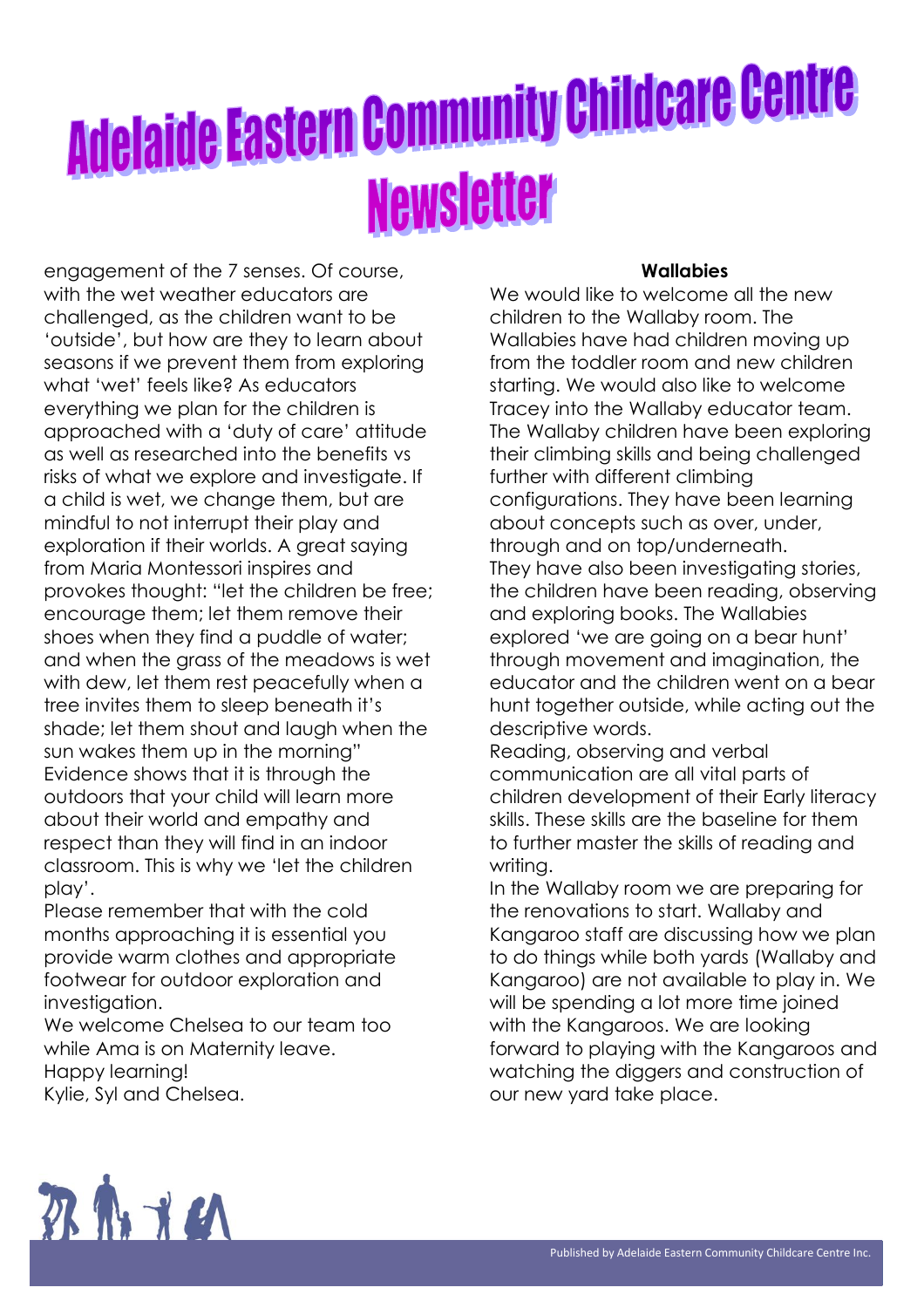# Adelaide Eastern Community Childcare Centre Newsletter

engagement of the 7 senses. Of course, with the wet weather educators are challenged, as the children want to be 'outside', but how are they to learn about seasons if we prevent them from exploring what 'wet' feels like? As educators everything we plan for the children is approached with a 'duty of care' attitude as well as researched into the benefits vs risks of what we explore and investigate. If a child is wet, we change them, but are mindful to not interrupt their play and exploration if their worlds. A great saying from Maria Montessori inspires and provokes thought: "let the children be free; encourage them; let them remove their shoes when they find a puddle of water; and when the grass of the meadows is wet with dew, let them rest peacefully when a tree invites them to sleep beneath it's shade; let them shout and laugh when the sun wakes them up in the morning" Evidence shows that it is through the outdoors that your child will learn more about their world and empathy and respect than they will find in an indoor classroom. This is why we 'let the children play'.

Please remember that with the cold months approaching it is essential you provide warm clothes and appropriate footwear for outdoor exploration and investigation.

We welcome Chelsea to our team too while Ama is on Maternity leave.

Happy learning!

Kylie, Syl and Chelsea.

**Wallabies**

We would like to welcome all the new children to the Wallaby room. The Wallabies have had children moving up from the toddler room and new children starting. We would also like to welcome Tracey into the Wallaby educator team. The Wallaby children have been exploring their climbing skills and being challenged further with different climbing configurations. They have been learning about concepts such as over, under, through and on top/underneath.

They have also been investigating stories, the children have been reading, observing and exploring books. The Wallabies explored 'we are going on a bear hunt' through movement and imagination, the educator and the children went on a bear hunt together outside, while acting out the descriptive words.

Reading, observing and verbal communication are all vital parts of children development of their Early literacy skills. These skills are the baseline for them to further master the skills of reading and writing.

In the Wallaby room we are preparing for the renovations to start. Wallaby and Kangaroo staff are discussing how we plan to do things while both yards (Wallaby and Kangaroo) are not available to play in. We will be spending a lot more time joined with the Kangaroos. We are looking forward to playing with the Kangaroos and watching the diggers and construction of our new yard take place.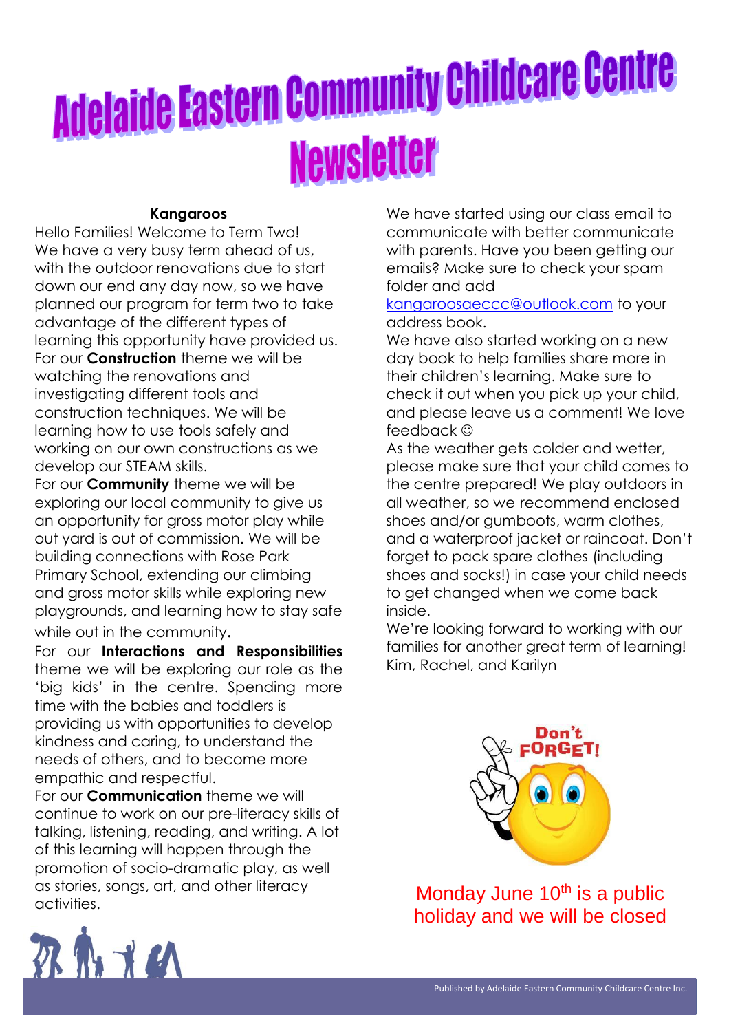# Adelaide Eastern Community Childcare Centre Newsletter

### Kangaroos

Hello Families! Welcome to Term Two! We have a very busy term ahead of us, with the outdoor renovations due to start down our end any day now, so we have planned our program for term two to take advantage of the different types of learning this opportunity have provided us.

For our **Construction** theme we will be watching the renovations and investigating different tools and construction techniques. We will be learning how to use tools safely and working on our own constructions as we develop our STEAM skills.

For our **Community** theme we will be exploring our local community to give us an opportunity for gross motor play while out yard is out of commission. We will be building connections with Rose Park Primary School, extending our climbing and gross motor skills while exploring new playgrounds, and learning how to stay safe while out in the community.

For our **Interactions and Responsibilities** theme we will be exploring our role as the 'big kids' in the centre. Spending more time with the babies and toddlers is providing us with opportunities to develop kindness and caring, to understand the needs of others, and to become more empathic and respectful.

For our **Communication** theme we will continue to work on our pre-literacy skills of talking, listening, reading, and writing. A lot of this learning will happen through the promotion of socio-dramatic play, as well as stories, songs, art, and other literacy activities.

We have started using our class email to communicate with better communicate with parents. Have you been getting our emails? Make sure to check your spam folder and add kangaroosaeccc@outlook.com to your address book.

We have also started working on a new day book to help families share more in their children's learning. Make sure to check it out when you pick up your child, and please leave us a comment! We love feedback ☺

As the weather gets colder and wetter, please make sure that your child comes to the centre prepared! We play outdoors in all weather, so we recommend enclosed shoes and/or gumboots, warm clothes, and a waterproof jacket or raincoat. Don't forget to pack spare clothes (including shoes and socks!) in case your child needs to get changed when we come back inside.

We're looking forward to working with our families for another great term of learning!

Kim, Rachel, and Karilyn

Don't FORGET!

Monday June 10th is a public holiday and we will be closed

Published by Adelaide Eastern Community Childcare Centre Inc.